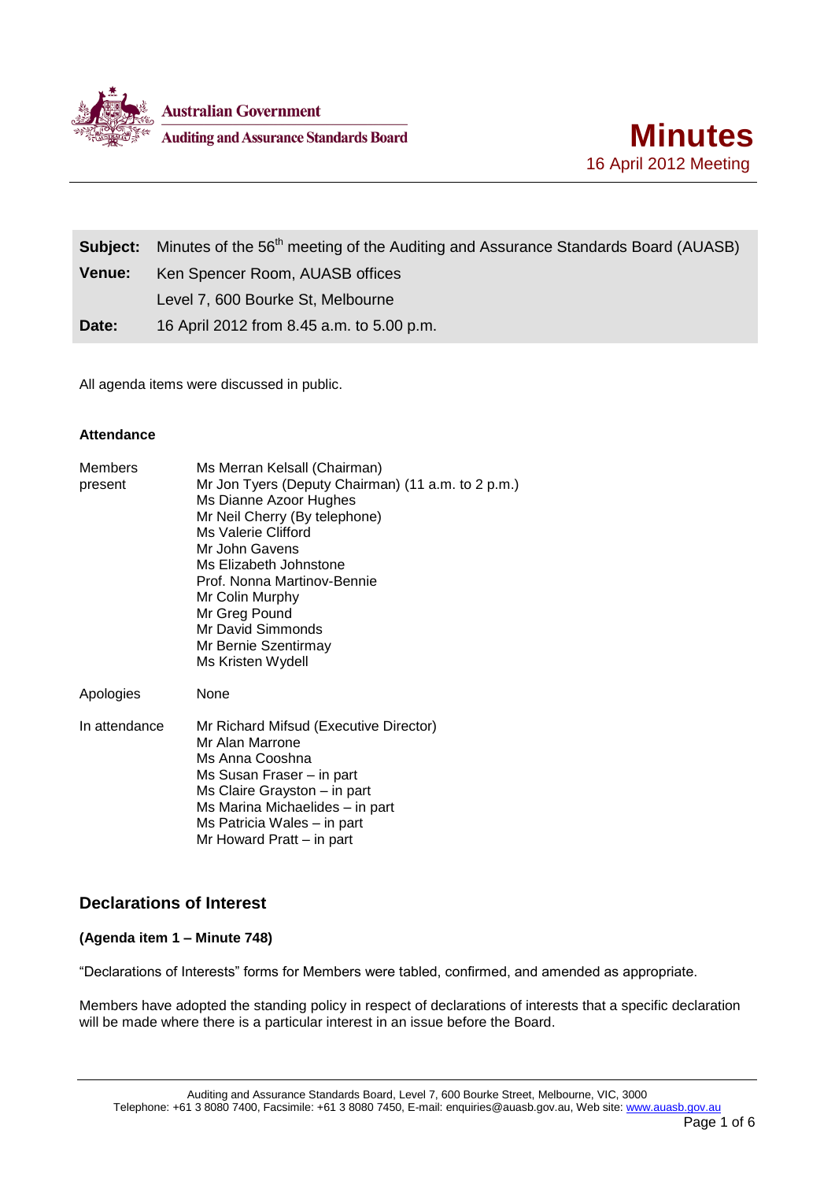Australian Government
Auditing and Assurance Standards Board

# Minutes

16 April 2012 Meeting

| | |
|---|---|
| **Subject:** | Minutes of the 56th meeting of the Auditing and Assurance Standards Board (AUASB) |
| **Venue:** | Ken Spencer Room, AUASB offices |
| | Level 7, 600 Bourke St, Melbourne |
| **Date:** | 16 April 2012 from 8.45 a.m. to 5.00 p.m. |

All agenda items were discussed in public.

**Attendance**

| | |
|---|---|
| Members present | Ms Merran Kelsall (Chairman) |
| | Mr Jon Tyers (Deputy Chairman) (11 a.m. to 2 p.m.) |
| | Ms Dianne Azoor Hughes |
| | Mr Neil Cherry (By telephone) |
| | Ms Valerie Clifford |
| | Mr John Gavens |
| | Ms Elizabeth Johnstone |
| | Prof. Nonna Martinov-Bennie |
| | Mr Colin Murphy |
| | Mr Greg Pound |
| | Mr David Simmonds |
| | Mr Bernie Szentirmay |
| | Ms Kristen Wydell |
| Apologies | None |
| In attendance | Mr Richard Mifsud (Executive Director) |
| | Mr Alan Marrone |
| | Ms Anna Cooshna |
| | Ms Susan Fraser – in part |
| | Ms Claire Grayston – in part |
| | Ms Marina Michaelides – in part |
| | Ms Patricia Wales – in part |
| | Mr Howard Pratt – in part |

## Declarations of Interest

**(Agenda item 1 – Minute 748)**

"Declarations of Interests" forms for Members were tabled, confirmed, and amended as appropriate.

Members have adopted the standing policy in respect of declarations of interests that a specific declaration will be made where there is a particular interest in an issue before the Board.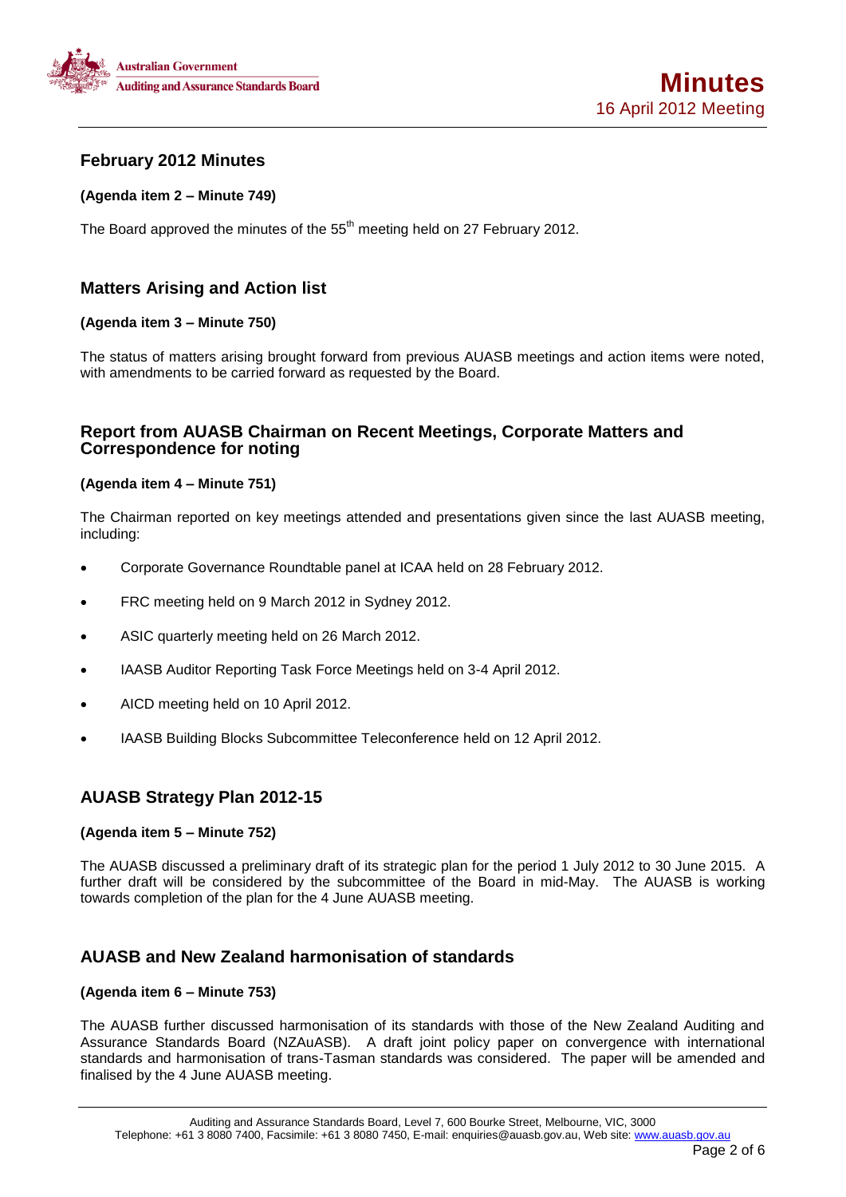## February 2012 Minutes

**(Agenda item 2 – Minute 749)**

The Board approved the minutes of the 55th meeting held on 27 February 2012.

## Matters Arising and Action list

**(Agenda item 3 – Minute 750)**

The status of matters arising brought forward from previous AUASB meetings and action items were noted, with amendments to be carried forward as requested by the Board.

## Report from AUASB Chairman on Recent Meetings, Corporate Matters and Correspondence for noting

**(Agenda item 4 – Minute 751)**

The Chairman reported on key meetings attended and presentations given since the last AUASB meeting, including:

- Corporate Governance Roundtable panel at ICAA held on 28 February 2012.
- FRC meeting held on 9 March 2012 in Sydney 2012.
- ASIC quarterly meeting held on 26 March 2012.
- IAASB Auditor Reporting Task Force Meetings held on 3-4 April 2012.
- AICD meeting held on 10 April 2012.
- IAASB Building Blocks Subcommittee Teleconference held on 12 April 2012.

## AUASB Strategy Plan 2012-15

**(Agenda item 5 – Minute 752)**

The AUASB discussed a preliminary draft of its strategic plan for the period 1 July 2012 to 30 June 2015. A further draft will be considered by the subcommittee of the Board in mid-May. The AUASB is working towards completion of the plan for the 4 June AUASB meeting.

## AUASB and New Zealand harmonisation of standards

**(Agenda item 6 – Minute 753)**

The AUASB further discussed harmonisation of its standards with those of the New Zealand Auditing and Assurance Standards Board (NZAuASB). A draft joint policy paper on convergence with international standards and harmonisation of trans-Tasman standards was considered. The paper will be amended and finalised by the 4 June AUASB meeting.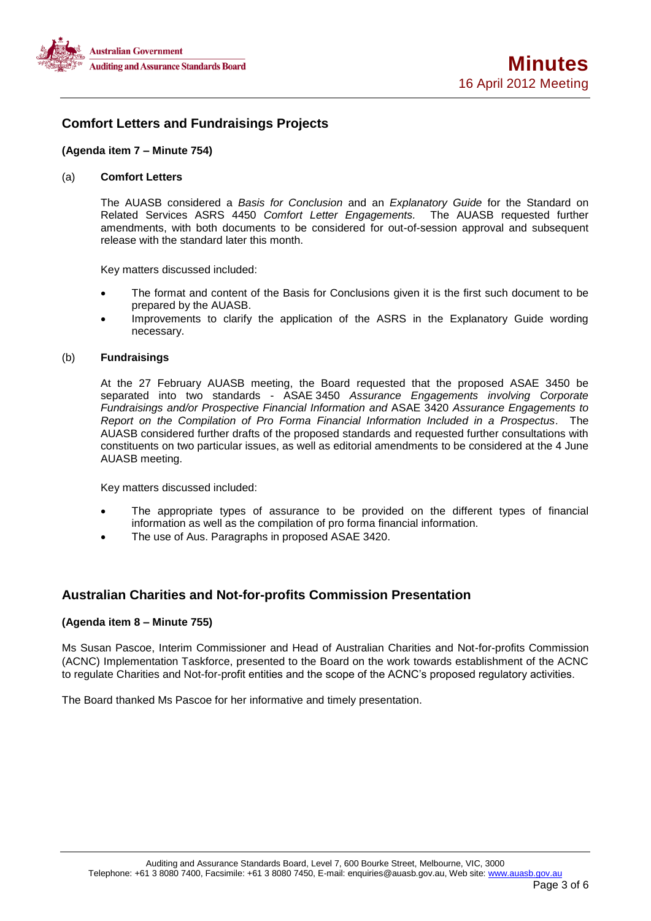## Comfort Letters and Fundraisings Projects

**(Agenda item 7 – Minute 754)**

(a) **Comfort Letters**

The AUASB considered a *Basis for Conclusion* and an *Explanatory Guide* for the Standard on Related Services ASRS 4450 *Comfort Letter Engagements.* The AUASB requested further amendments, with both documents to be considered for out-of-session approval and subsequent release with the standard later this month.

Key matters discussed included:

- The format and content of the Basis for Conclusions given it is the first such document to be prepared by the AUASB.
- Improvements to clarify the application of the ASRS in the Explanatory Guide wording necessary.

(b) **Fundraisings**

At the 27 February AUASB meeting, the Board requested that the proposed ASAE 3450 be separated into two standards - ASAE 3450 *Assurance Engagements involving Corporate Fundraisings and/or Prospective Financial Information and* ASAE 3420 *Assurance Engagements to Report on the Compilation of Pro Forma Financial Information Included in a Prospectus*. The AUASB considered further drafts of the proposed standards and requested further consultations with constituents on two particular issues, as well as editorial amendments to be considered at the 4 June AUASB meeting.

Key matters discussed included:

- The appropriate types of assurance to be provided on the different types of financial information as well as the compilation of pro forma financial information.
- The use of Aus. Paragraphs in proposed ASAE 3420.

## Australian Charities and Not-for-profits Commission Presentation

**(Agenda item 8 – Minute 755)**

Ms Susan Pascoe, Interim Commissioner and Head of Australian Charities and Not-for-profits Commission (ACNC) Implementation Taskforce, presented to the Board on the work towards establishment of the ACNC to regulate Charities and Not-for-profit entities and the scope of the ACNC's proposed regulatory activities.

The Board thanked Ms Pascoe for her informative and timely presentation.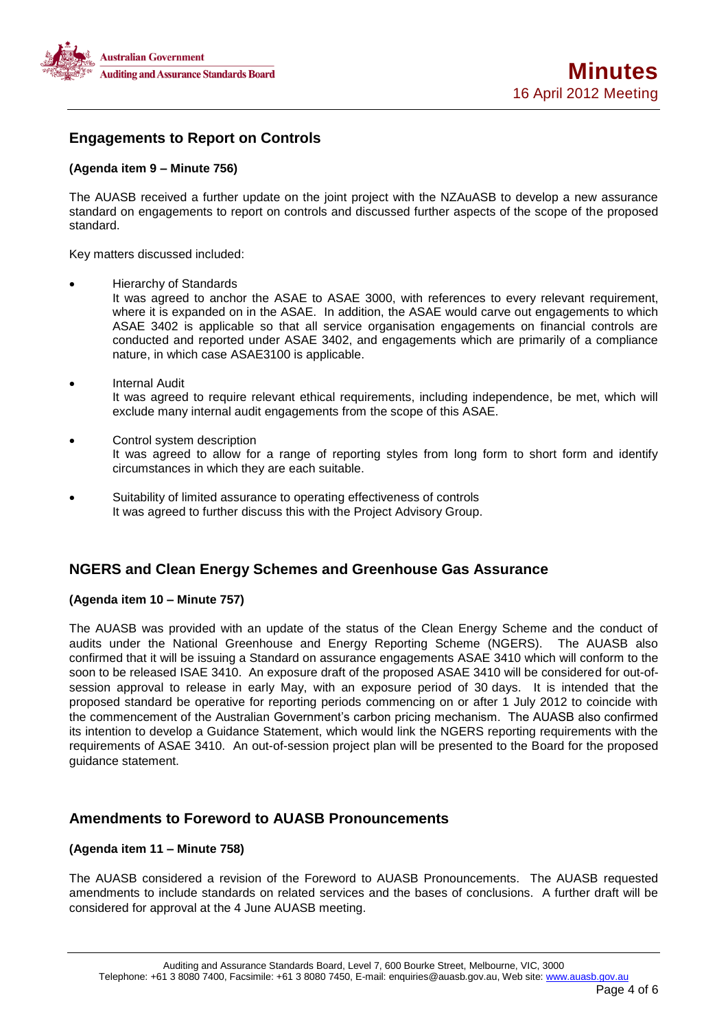## Engagements to Report on Controls

**(Agenda item 9 – Minute 756)**

The AUASB received a further update on the joint project with the NZAuASB to develop a new assurance standard on engagements to report on controls and discussed further aspects of the scope of the proposed standard.

Key matters discussed included:

- Hierarchy of Standards
  It was agreed to anchor the ASAE to ASAE 3000, with references to every relevant requirement, where it is expanded on in the ASAE. In addition, the ASAE would carve out engagements to which ASAE 3402 is applicable so that all service organisation engagements on financial controls are conducted and reported under ASAE 3402, and engagements which are primarily of a compliance nature, in which case ASAE3100 is applicable.

- Internal Audit
  It was agreed to require relevant ethical requirements, including independence, be met, which will exclude many internal audit engagements from the scope of this ASAE.

- Control system description
  It was agreed to allow for a range of reporting styles from long form to short form and identify circumstances in which they are each suitable.

- Suitability of limited assurance to operating effectiveness of controls
  It was agreed to further discuss this with the Project Advisory Group.

## NGERS and Clean Energy Schemes and Greenhouse Gas Assurance

**(Agenda item 10 – Minute 757)**

The AUASB was provided with an update of the status of the Clean Energy Scheme and the conduct of audits under the National Greenhouse and Energy Reporting Scheme (NGERS). The AUASB also confirmed that it will be issuing a Standard on assurance engagements ASAE 3410 which will conform to the soon to be released ISAE 3410. An exposure draft of the proposed ASAE 3410 will be considered for out-of-session approval to release in early May, with an exposure period of 30 days. It is intended that the proposed standard be operative for reporting periods commencing on or after 1 July 2012 to coincide with the commencement of the Australian Government's carbon pricing mechanism. The AUASB also confirmed its intention to develop a Guidance Statement, which would link the NGERS reporting requirements with the requirements of ASAE 3410. An out-of-session project plan will be presented to the Board for the proposed guidance statement.

## Amendments to Foreword to AUASB Pronouncements

**(Agenda item 11 – Minute 758)**

The AUASB considered a revision of the Foreword to AUASB Pronouncements. The AUASB requested amendments to include standards on related services and the bases of conclusions. A further draft will be considered for approval at the 4 June AUASB meeting.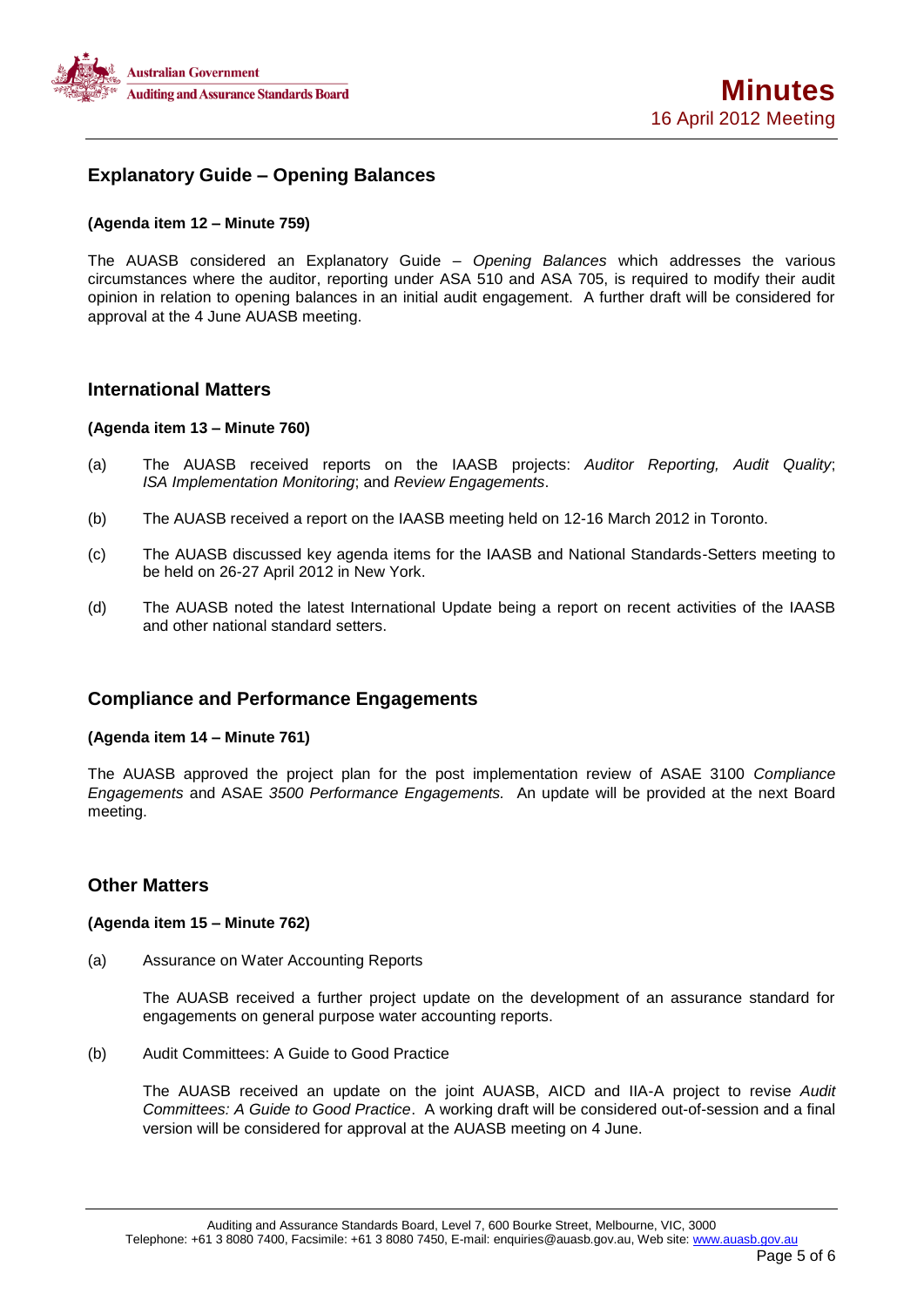## Explanatory Guide – Opening Balances

**(Agenda item 12 – Minute 759)**

The AUASB considered an Explanatory Guide – *Opening Balances* which addresses the various circumstances where the auditor, reporting under ASA 510 and ASA 705, is required to modify their audit opinion in relation to opening balances in an initial audit engagement. A further draft will be considered for approval at the 4 June AUASB meeting.

## International Matters

**(Agenda item 13 – Minute 760)**

(a) The AUASB received reports on the IAASB projects: *Auditor Reporting, Audit Quality*; *ISA Implementation Monitoring*; and *Review Engagements*.

(b) The AUASB received a report on the IAASB meeting held on 12-16 March 2012 in Toronto.

(c) The AUASB discussed key agenda items for the IAASB and National Standards-Setters meeting to be held on 26-27 April 2012 in New York.

(d) The AUASB noted the latest International Update being a report on recent activities of the IAASB and other national standard setters.

## Compliance and Performance Engagements

**(Agenda item 14 – Minute 761)**

The AUASB approved the project plan for the post implementation review of ASAE 3100 *Compliance Engagements* and ASAE *3500 Performance Engagements.* An update will be provided at the next Board meeting.

## Other Matters

**(Agenda item 15 – Minute 762)**

(a) Assurance on Water Accounting Reports

The AUASB received a further project update on the development of an assurance standard for engagements on general purpose water accounting reports.

(b) Audit Committees: A Guide to Good Practice

The AUASB received an update on the joint AUASB, AICD and IIA-A project to revise *Audit Committees: A Guide to Good Practice*. A working draft will be considered out-of-session and a final version will be considered for approval at the AUASB meeting on 4 June.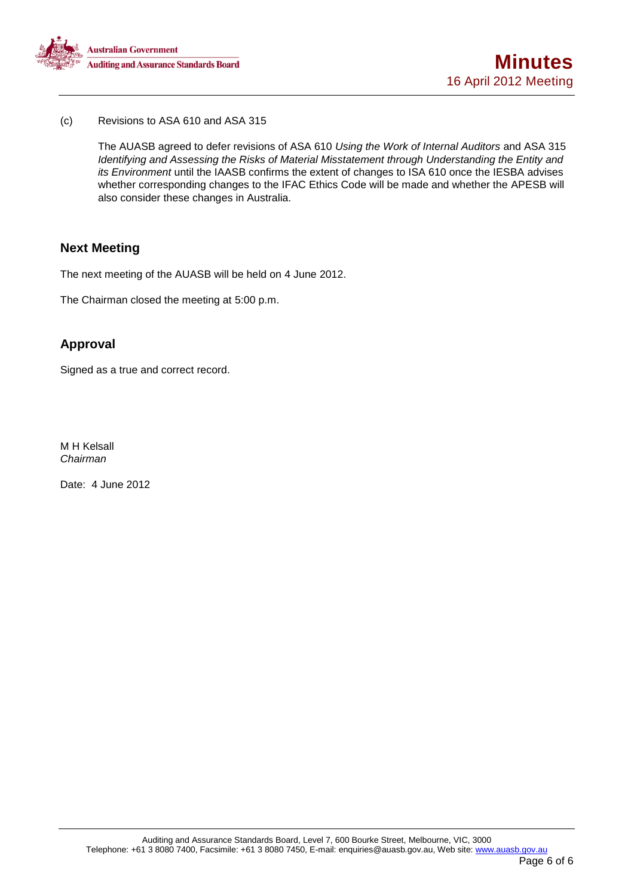(c) Revisions to ASA 610 and ASA 315

The AUASB agreed to defer revisions of ASA 610 *Using the Work of Internal Auditors* and ASA 315 *Identifying and Assessing the Risks of Material Misstatement through Understanding the Entity and its Environment* until the IAASB confirms the extent of changes to ISA 610 once the IESBA advises whether corresponding changes to the IFAC Ethics Code will be made and whether the APESB will also consider these changes in Australia.

## Next Meeting

The next meeting of the AUASB will be held on 4 June 2012.

The Chairman closed the meeting at 5:00 p.m.

## Approval

Signed as a true and correct record.

M H Kelsall
*Chairman*

Date: 4 June 2012